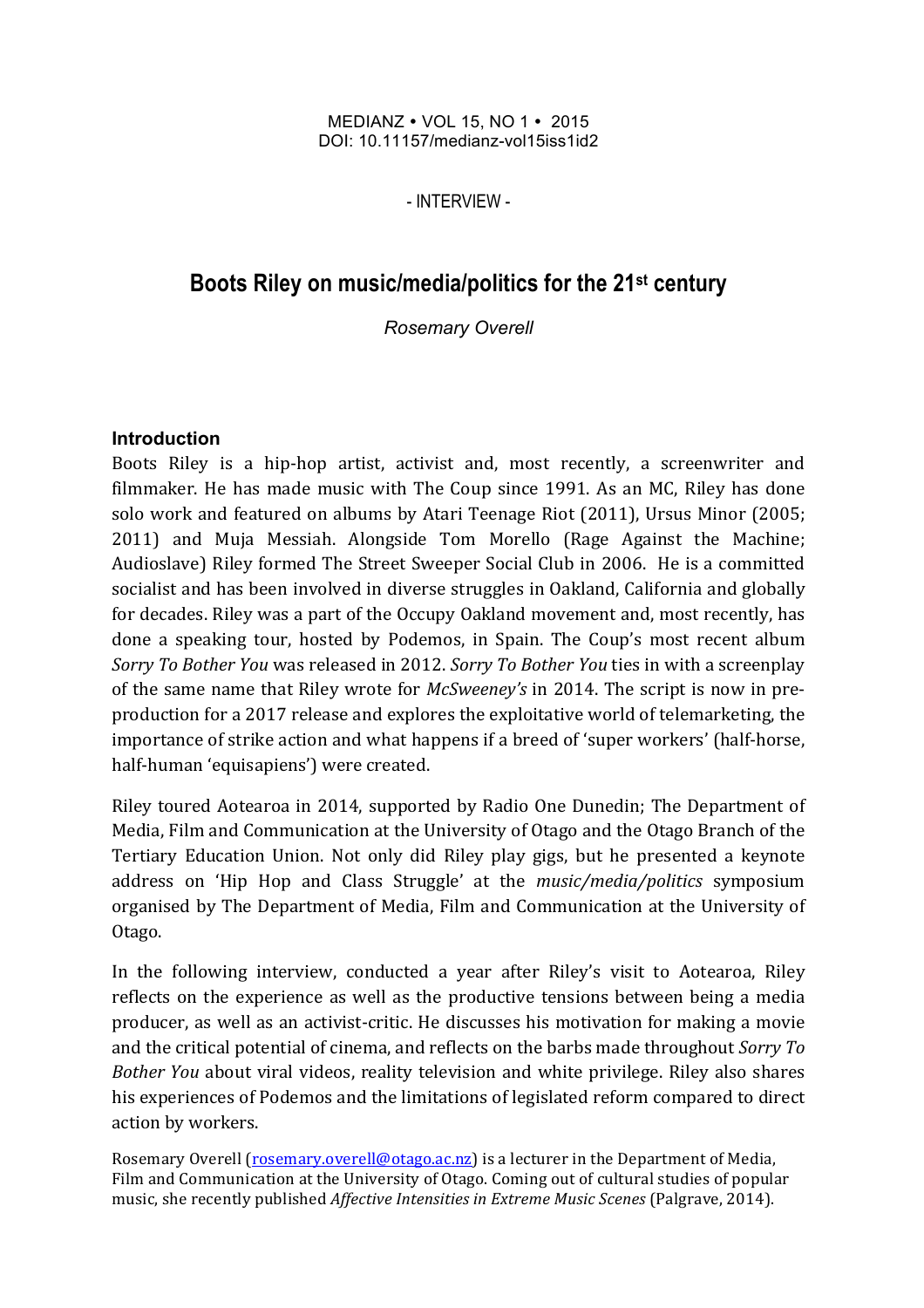MEDIANZ • VOL 15, NO 1 • 2015
DOI: 10.11157/medianz-vol15iss1id2

\- INTERVIEW -

# Boots Riley on music/media/politics for the 21st century

*Rosemary Overell*

## Introduction

Boots Riley is a hip-hop artist, activist and, most recently, a screenwriter and filmmaker. He has made music with The Coup since 1991. As an MC, Riley has done solo work and featured on albums by Atari Teenage Riot (2011), Ursus Minor (2005; 2011) and Muja Messiah. Alongside Tom Morello (Rage Against the Machine; Audioslave) Riley formed The Street Sweeper Social Club in 2006. He is a committed socialist and has been involved in diverse struggles in Oakland, California and globally for decades. Riley was a part of the Occupy Oakland movement and, most recently, has done a speaking tour, hosted by Podemos, in Spain. The Coup's most recent album *Sorry To Bother You* was released in 2012. *Sorry To Bother You* ties in with a screenplay of the same name that Riley wrote for *McSweeney's* in 2014. The script is now in pre-production for a 2017 release and explores the exploitative world of telemarketing, the importance of strike action and what happens if a breed of 'super workers' (half-horse, half-human 'equisapiens') were created.

Riley toured Aotearoa in 2014, supported by Radio One Dunedin; The Department of Media, Film and Communication at the University of Otago and the Otago Branch of the Tertiary Education Union. Not only did Riley play gigs, but he presented a keynote address on 'Hip Hop and Class Struggle' at the *music/media/politics* symposium organised by The Department of Media, Film and Communication at the University of Otago.

In the following interview, conducted a year after Riley's visit to Aotearoa, Riley reflects on the experience as well as the productive tensions between being a media producer, as well as an activist-critic. He discusses his motivation for making a movie and the critical potential of cinema, and reflects on the barbs made throughout *Sorry To Bother You* about viral videos, reality television and white privilege. Riley also shares his experiences of Podemos and the limitations of legislated reform compared to direct action by workers.

Rosemary Overell (rosemary.overell@otago.ac.nz) is a lecturer in the Department of Media, Film and Communication at the University of Otago. Coming out of cultural studies of popular music, she recently published *Affective Intensities in Extreme Music Scenes* (Palgrave, 2014).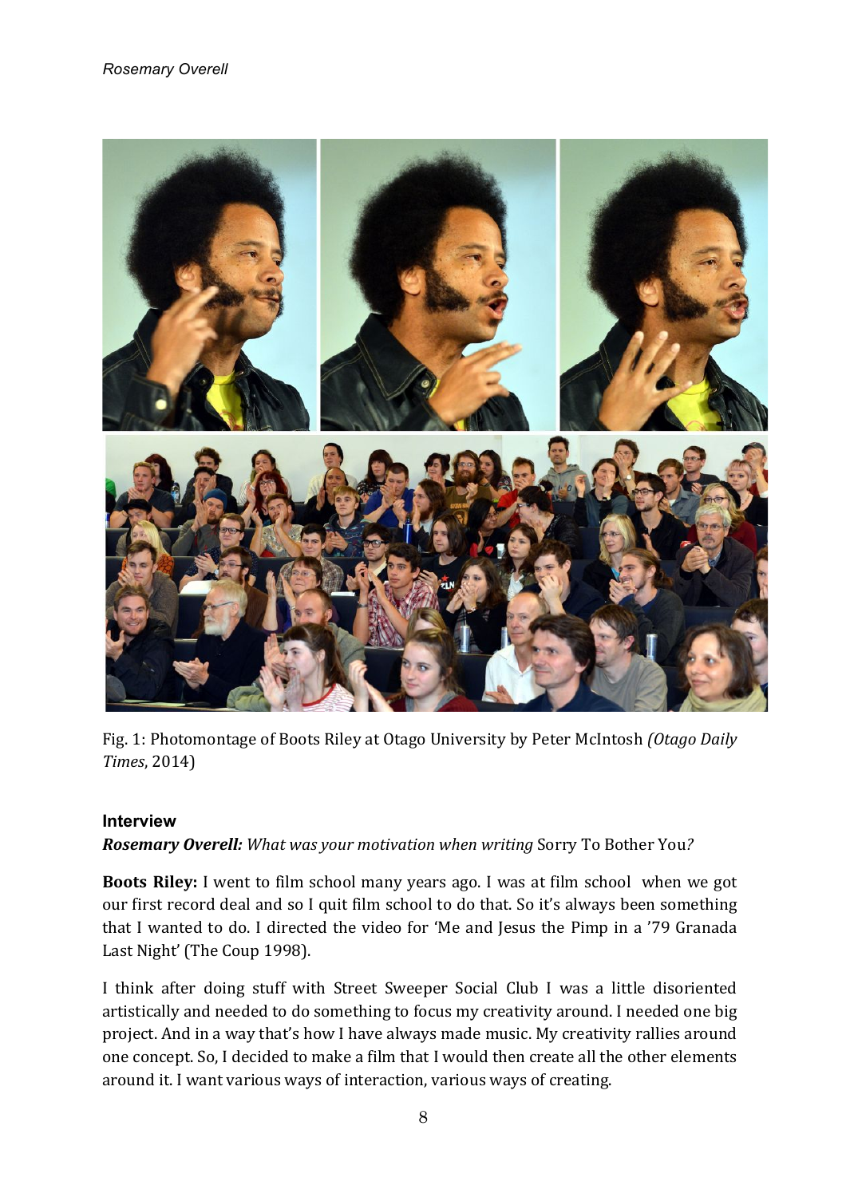Fig. 1: Photomontage of Boots Riley at Otago University by Peter McIntosh *(Otago Daily Times*, 2014)

### Interview

***Rosemary Overell:*** *What was your motivation when writing* Sorry To Bother You*?*

**Boots Riley:** I went to film school many years ago. I was at film school when we got our first record deal and so I quit film school to do that. So it's always been something that I wanted to do. I directed the video for 'Me and Jesus the Pimp in a '79 Granada Last Night' (The Coup 1998).

I think after doing stuff with Street Sweeper Social Club I was a little disoriented artistically and needed to do something to focus my creativity around. I needed one big project. And in a way that's how I have always made music. My creativity rallies around one concept. So, I decided to make a film that I would then create all the other elements around it. I want various ways of interaction, various ways of creating.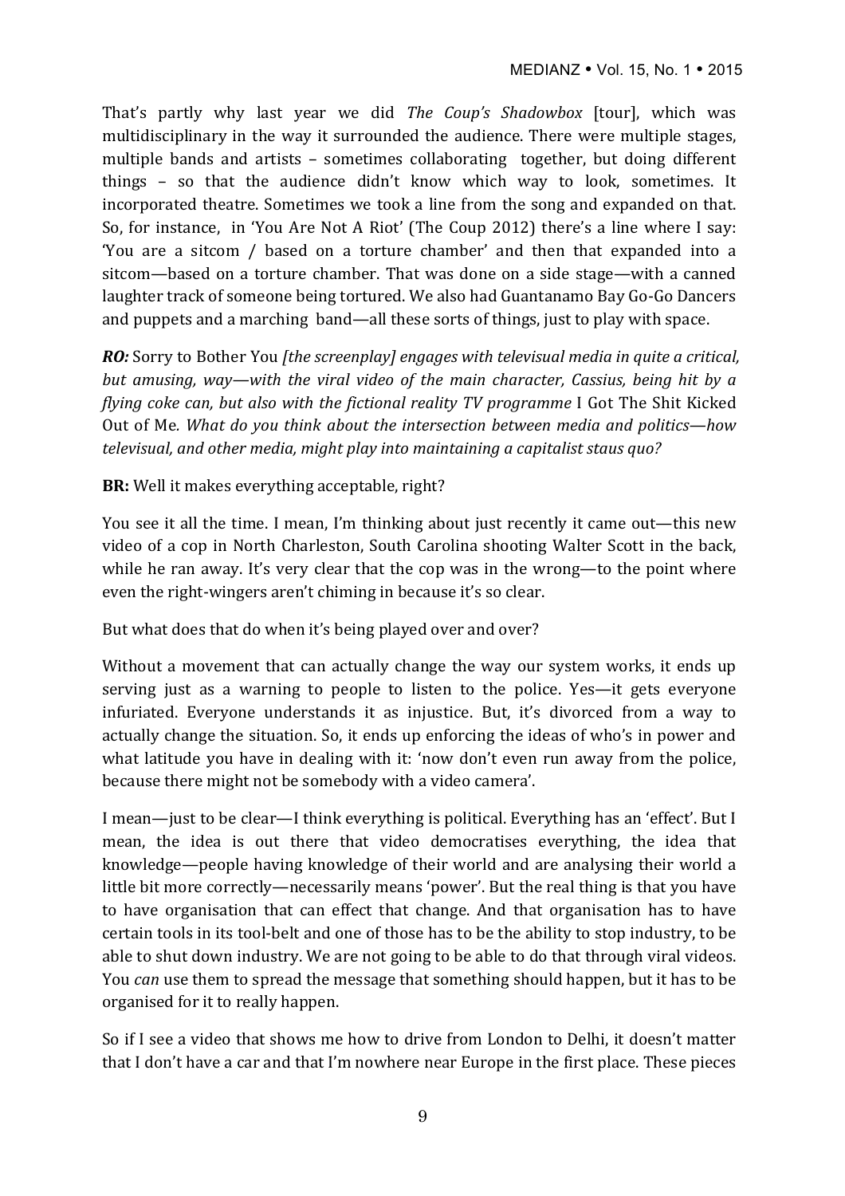That's partly why last year we did *The Coup's Shadowbox* [tour], which was multidisciplinary in the way it surrounded the audience. There were multiple stages, multiple bands and artists – sometimes collaborating together, but doing different things – so that the audience didn't know which way to look, sometimes. It incorporated theatre. Sometimes we took a line from the song and expanded on that. So, for instance, in 'You Are Not A Riot' (The Coup 2012) there's a line where I say: 'You are a sitcom / based on a torture chamber' and then that expanded into a sitcom—based on a torture chamber. That was done on a side stage—with a canned laughter track of someone being tortured. We also had Guantanamo Bay Go-Go Dancers and puppets and a marching band—all these sorts of things, just to play with space.

***RO:*** *Sorry to Bother You [the screenplay] engages with televisual media in quite a critical, but amusing, way—with the viral video of the main character, Cassius, being hit by a flying coke can, but also with the fictional reality TV programme I Got The Shit Kicked Out of Me. What do you think about the intersection between media and politics—how televisual, and other media, might play into maintaining a capitalist staus quo?*

**BR:** Well it makes everything acceptable, right?

You see it all the time. I mean, I'm thinking about just recently it came out—this new video of a cop in North Charleston, South Carolina shooting Walter Scott in the back, while he ran away. It's very clear that the cop was in the wrong—to the point where even the right-wingers aren't chiming in because it's so clear.

But what does that do when it's being played over and over?

Without a movement that can actually change the way our system works, it ends up serving just as a warning to people to listen to the police. Yes—it gets everyone infuriated. Everyone understands it as injustice. But, it's divorced from a way to actually change the situation. So, it ends up enforcing the ideas of who's in power and what latitude you have in dealing with it: 'now don't even run away from the police, because there might not be somebody with a video camera'.

I mean—just to be clear—I think everything is political. Everything has an 'effect'. But I mean, the idea is out there that video democratises everything, the idea that knowledge—people having knowledge of their world and are analysing their world a little bit more correctly—necessarily means 'power'. But the real thing is that you have to have organisation that can effect that change. And that organisation has to have certain tools in its tool-belt and one of those has to be the ability to stop industry, to be able to shut down industry. We are not going to be able to do that through viral videos. You *can* use them to spread the message that something should happen, but it has to be organised for it to really happen.

So if I see a video that shows me how to drive from London to Delhi, it doesn't matter that I don't have a car and that I'm nowhere near Europe in the first place. These pieces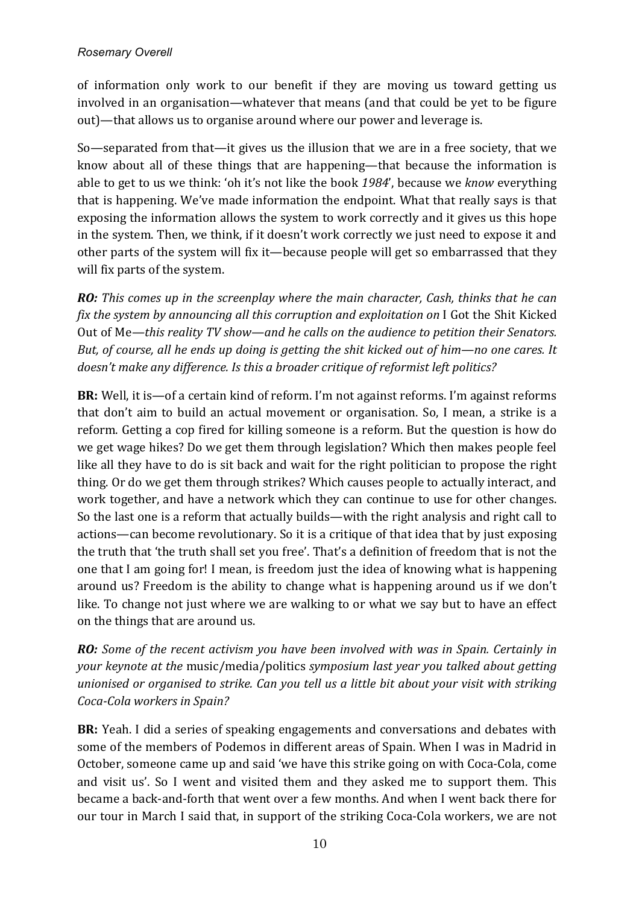of information only work to our benefit if they are moving us toward getting us involved in an organisation—whatever that means (and that could be yet to be figure out)—that allows us to organise around where our power and leverage is.

So—separated from that—it gives us the illusion that we are in a free society, that we know about all of these things that are happening—that because the information is able to get to us we think: 'oh it's not like the book *1984*', because we *know* everything that is happening. We've made information the endpoint. What that really says is that exposing the information allows the system to work correctly and it gives us this hope in the system. Then, we think, if it doesn't work correctly we just need to expose it and other parts of the system will fix it—because people will get so embarrassed that they will fix parts of the system.

***RO:*** *This comes up in the screenplay where the main character, Cash, thinks that he can fix the system by announcing all this corruption and exploitation on* I Got the Shit Kicked Out of Me*—this reality TV show—and he calls on the audience to petition their Senators. But, of course, all he ends up doing is getting the shit kicked out of him—no one cares. It doesn't make any difference. Is this a broader critique of reformist left politics?*

**BR:** Well, it is—of a certain kind of reform. I'm not against reforms. I'm against reforms that don't aim to build an actual movement or organisation. So, I mean, a strike is a reform. Getting a cop fired for killing someone is a reform. But the question is how do we get wage hikes? Do we get them through legislation? Which then makes people feel like all they have to do is sit back and wait for the right politician to propose the right thing. Or do we get them through strikes? Which causes people to actually interact, and work together, and have a network which they can continue to use for other changes. So the last one is a reform that actually builds—with the right analysis and right call to actions—can become revolutionary. So it is a critique of that idea that by just exposing the truth that 'the truth shall set you free'. That's a definition of freedom that is not the one that I am going for! I mean, is freedom just the idea of knowing what is happening around us? Freedom is the ability to change what is happening around us if we don't like. To change not just where we are walking to or what we say but to have an effect on the things that are around us.

***RO:*** *Some of the recent activism you have been involved with was in Spain. Certainly in your keynote at the* music/media/politics *symposium last year you talked about getting unionised or organised to strike. Can you tell us a little bit about your visit with striking Coca-Cola workers in Spain?*

**BR:** Yeah. I did a series of speaking engagements and conversations and debates with some of the members of Podemos in different areas of Spain. When I was in Madrid in October, someone came up and said 'we have this strike going on with Coca-Cola, come and visit us'. So I went and visited them and they asked me to support them. This became a back-and-forth that went over a few months. And when I went back there for our tour in March I said that, in support of the striking Coca-Cola workers, we are not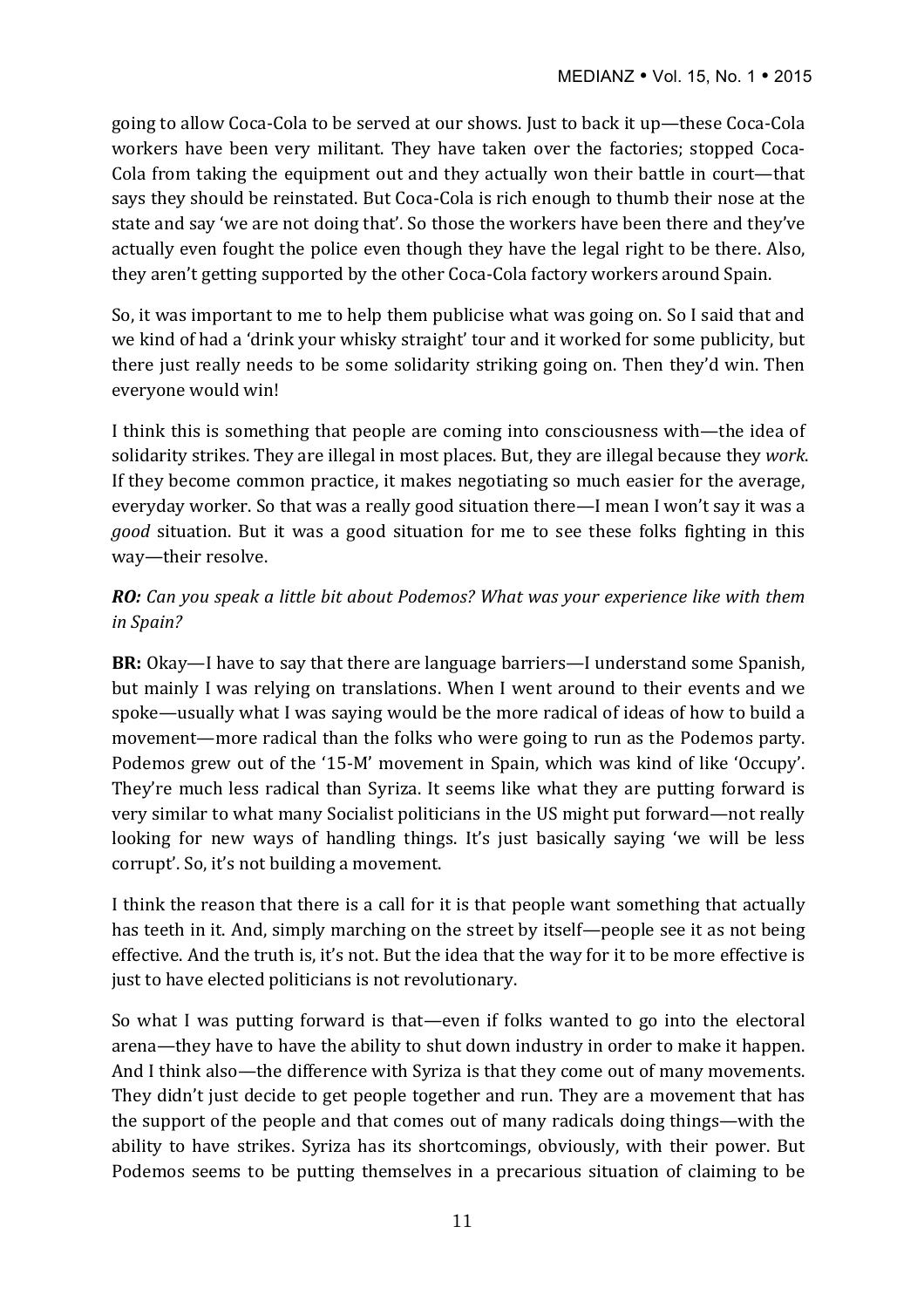going to allow Coca-Cola to be served at our shows. Just to back it up—these Coca-Cola workers have been very militant. They have taken over the factories; stopped Coca-Cola from taking the equipment out and they actually won their battle in court—that says they should be reinstated. But Coca-Cola is rich enough to thumb their nose at the state and say 'we are not doing that'. So those the workers have been there and they've actually even fought the police even though they have the legal right to be there. Also, they aren't getting supported by the other Coca-Cola factory workers around Spain.

So, it was important to me to help them publicise what was going on. So I said that and we kind of had a 'drink your whisky straight' tour and it worked for some publicity, but there just really needs to be some solidarity striking going on. Then they'd win. Then everyone would win!

I think this is something that people are coming into consciousness with—the idea of solidarity strikes. They are illegal in most places. But, they are illegal because they *work*. If they become common practice, it makes negotiating so much easier for the average, everyday worker. So that was a really good situation there—I mean I won't say it was a *good* situation. But it was a good situation for me to see these folks fighting in this way—their resolve.

***RO:*** *Can you speak a little bit about Podemos? What was your experience like with them in Spain?*

**BR:** Okay—I have to say that there are language barriers—I understand some Spanish, but mainly I was relying on translations. When I went around to their events and we spoke—usually what I was saying would be the more radical of ideas of how to build a movement—more radical than the folks who were going to run as the Podemos party. Podemos grew out of the '15-M' movement in Spain, which was kind of like 'Occupy'. They're much less radical than Syriza. It seems like what they are putting forward is very similar to what many Socialist politicians in the US might put forward—not really looking for new ways of handling things. It's just basically saying 'we will be less corrupt'. So, it's not building a movement.

I think the reason that there is a call for it is that people want something that actually has teeth in it. And, simply marching on the street by itself—people see it as not being effective. And the truth is, it's not. But the idea that the way for it to be more effective is just to have elected politicians is not revolutionary.

So what I was putting forward is that—even if folks wanted to go into the electoral arena—they have to have the ability to shut down industry in order to make it happen. And I think also—the difference with Syriza is that they come out of many movements. They didn't just decide to get people together and run. They are a movement that has the support of the people and that comes out of many radicals doing things—with the ability to have strikes. Syriza has its shortcomings, obviously, with their power. But Podemos seems to be putting themselves in a precarious situation of claiming to be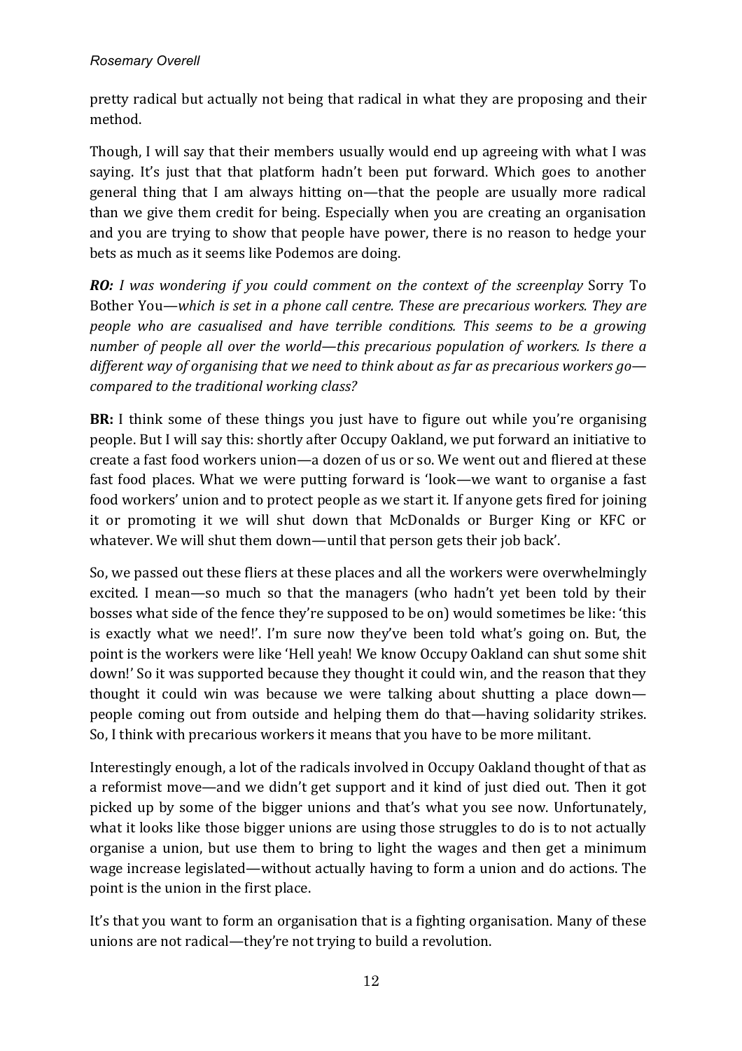pretty radical but actually not being that radical in what they are proposing and their method.

Though, I will say that their members usually would end up agreeing with what I was saying. It's just that that platform hadn't been put forward. Which goes to another general thing that I am always hitting on—that the people are usually more radical than we give them credit for being. Especially when you are creating an organisation and you are trying to show that people have power, there is no reason to hedge your bets as much as it seems like Podemos are doing.

***RO:*** *I was wondering if you could comment on the context of the screenplay* Sorry To Bother You*—which is set in a phone call centre. These are precarious workers. They are people who are casualised and have terrible conditions. This seems to be a growing number of people all over the world—this precarious population of workers. Is there a different way of organising that we need to think about as far as precarious workers go—compared to the traditional working class?*

**BR:** I think some of these things you just have to figure out while you're organising people. But I will say this: shortly after Occupy Oakland, we put forward an initiative to create a fast food workers union—a dozen of us or so. We went out and fliered at these fast food places. What we were putting forward is 'look—we want to organise a fast food workers' union and to protect people as we start it. If anyone gets fired for joining it or promoting it we will shut down that McDonalds or Burger King or KFC or whatever. We will shut them down—until that person gets their job back'.

So, we passed out these fliers at these places and all the workers were overwhelmingly excited. I mean—so much so that the managers (who hadn't yet been told by their bosses what side of the fence they're supposed to be on) would sometimes be like: 'this is exactly what we need!'. I'm sure now they've been told what's going on. But, the point is the workers were like 'Hell yeah! We know Occupy Oakland can shut some shit down!' So it was supported because they thought it could win, and the reason that they thought it could win was because we were talking about shutting a place down—people coming out from outside and helping them do that—having solidarity strikes. So, I think with precarious workers it means that you have to be more militant.

Interestingly enough, a lot of the radicals involved in Occupy Oakland thought of that as a reformist move—and we didn't get support and it kind of just died out. Then it got picked up by some of the bigger unions and that's what you see now. Unfortunately, what it looks like those bigger unions are using those struggles to do is to not actually organise a union, but use them to bring to light the wages and then get a minimum wage increase legislated—without actually having to form a union and do actions. The point is the union in the first place.

It's that you want to form an organisation that is a fighting organisation. Many of these unions are not radical—they're not trying to build a revolution.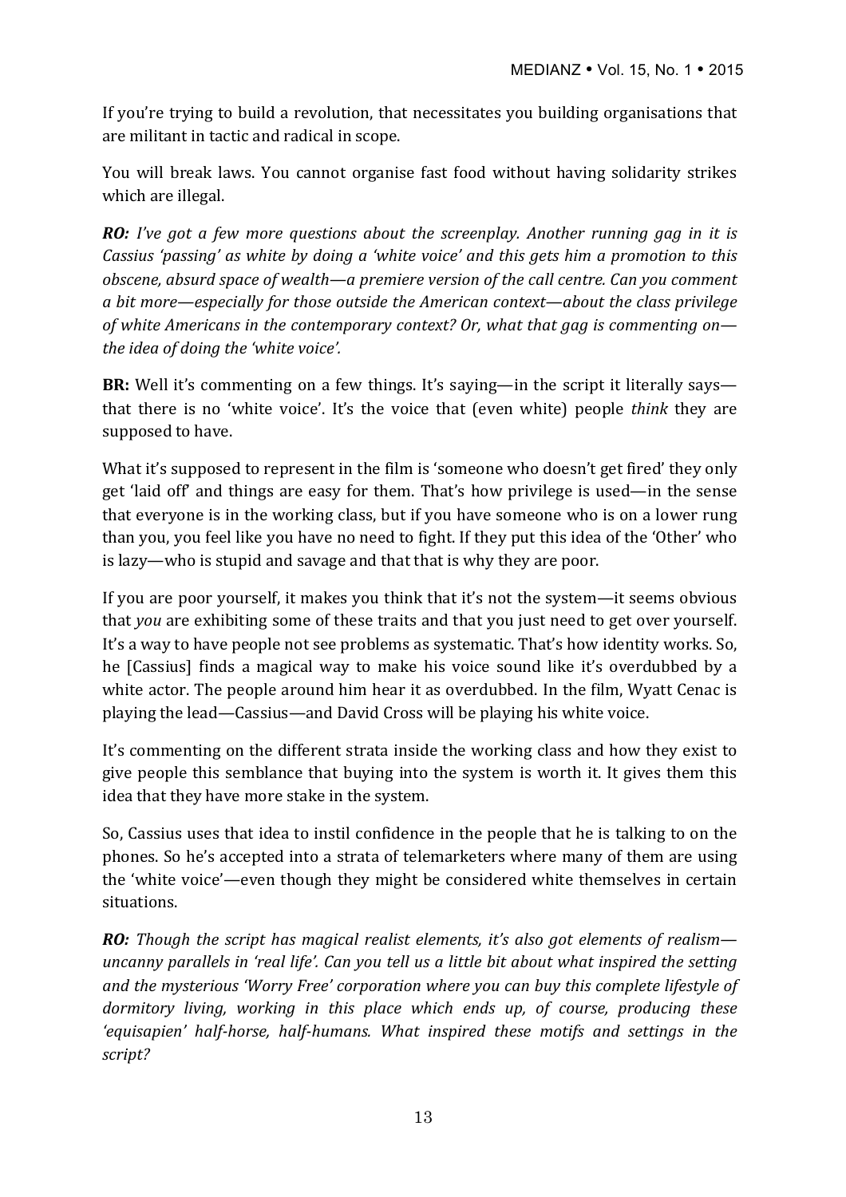If you're trying to build a revolution, that necessitates you building organisations that are militant in tactic and radical in scope.

You will break laws. You cannot organise fast food without having solidarity strikes which are illegal.

***RO:*** *I've got a few more questions about the screenplay. Another running gag in it is Cassius 'passing' as white by doing a 'white voice' and this gets him a promotion to this obscene, absurd space of wealth—a premiere version of the call centre. Can you comment a bit more—especially for those outside the American context—about the class privilege of white Americans in the contemporary context? Or, what that gag is commenting on—the idea of doing the 'white voice'.*

**BR:** Well it's commenting on a few things. It's saying—in the script it literally says—that there is no 'white voice'. It's the voice that (even white) people *think* they are supposed to have.

What it's supposed to represent in the film is 'someone who doesn't get fired' they only get 'laid off' and things are easy for them. That's how privilege is used—in the sense that everyone is in the working class, but if you have someone who is on a lower rung than you, you feel like you have no need to fight. If they put this idea of the 'Other' who is lazy—who is stupid and savage and that that is why they are poor.

If you are poor yourself, it makes you think that it's not the system—it seems obvious that *you* are exhibiting some of these traits and that you just need to get over yourself. It's a way to have people not see problems as systematic. That's how identity works. So, he [Cassius] finds a magical way to make his voice sound like it's overdubbed by a white actor. The people around him hear it as overdubbed. In the film, Wyatt Cenac is playing the lead—Cassius—and David Cross will be playing his white voice.

It's commenting on the different strata inside the working class and how they exist to give people this semblance that buying into the system is worth it. It gives them this idea that they have more stake in the system.

So, Cassius uses that idea to instil confidence in the people that he is talking to on the phones. So he's accepted into a strata of telemarketers where many of them are using the 'white voice'—even though they might be considered white themselves in certain situations.

***RO:*** *Though the script has magical realist elements, it's also got elements of realism—uncanny parallels in 'real life'. Can you tell us a little bit about what inspired the setting and the mysterious 'Worry Free' corporation where you can buy this complete lifestyle of dormitory living, working in this place which ends up, of course, producing these 'equisapien' half-horse, half-humans. What inspired these motifs and settings in the script?*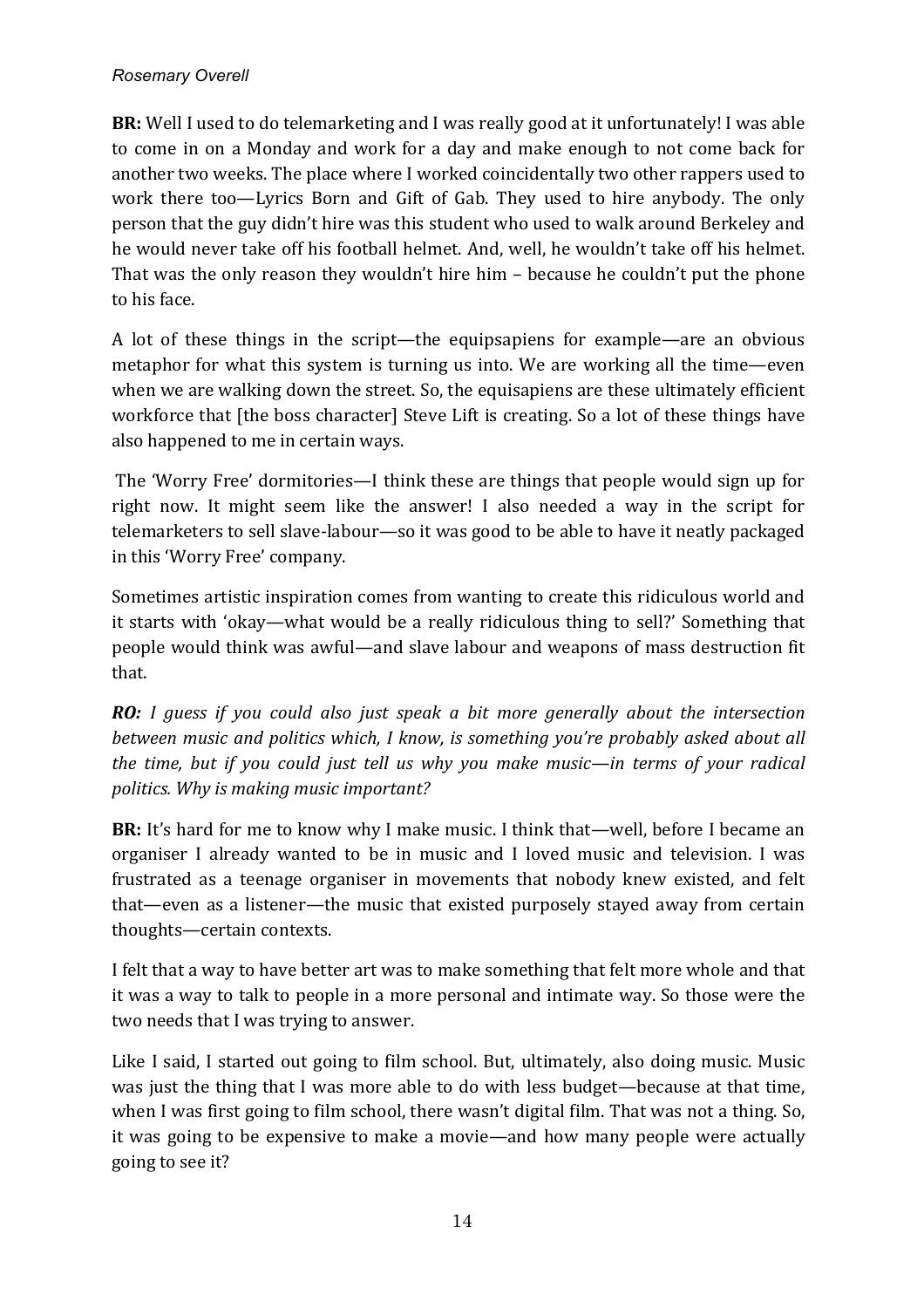**BR:** Well I used to do telemarketing and I was really good at it unfortunately! I was able to come in on a Monday and work for a day and make enough to not come back for another two weeks. The place where I worked coincidentally two other rappers used to work there too—Lyrics Born and Gift of Gab. They used to hire anybody. The only person that the guy didn't hire was this student who used to walk around Berkeley and he would never take off his football helmet. And, well, he wouldn't take off his helmet. That was the only reason they wouldn't hire him – because he couldn't put the phone to his face.

A lot of these things in the script—the equipsapiens for example—are an obvious metaphor for what this system is turning us into. We are working all the time—even when we are walking down the street. So, the equisapiens are these ultimately efficient workforce that [the boss character] Steve Lift is creating. So a lot of these things have also happened to me in certain ways.

The 'Worry Free' dormitories—I think these are things that people would sign up for right now. It might seem like the answer! I also needed a way in the script for telemarketers to sell slave-labour—so it was good to be able to have it neatly packaged in this 'Worry Free' company.

Sometimes artistic inspiration comes from wanting to create this ridiculous world and it starts with 'okay—what would be a really ridiculous thing to sell?' Something that people would think was awful—and slave labour and weapons of mass destruction fit that.

***RO:*** *I guess if you could also just speak a bit more generally about the intersection between music and politics which, I know, is something you're probably asked about all the time, but if you could just tell us why you make music—in terms of your radical politics. Why is making music important?*

**BR:** It's hard for me to know why I make music. I think that—well, before I became an organiser I already wanted to be in music and I loved music and television. I was frustrated as a teenage organiser in movements that nobody knew existed, and felt that—even as a listener—the music that existed purposely stayed away from certain thoughts—certain contexts.

I felt that a way to have better art was to make something that felt more whole and that it was a way to talk to people in a more personal and intimate way. So those were the two needs that I was trying to answer.

Like I said, I started out going to film school. But, ultimately, also doing music. Music was just the thing that I was more able to do with less budget—because at that time, when I was first going to film school, there wasn't digital film. That was not a thing. So, it was going to be expensive to make a movie—and how many people were actually going to see it?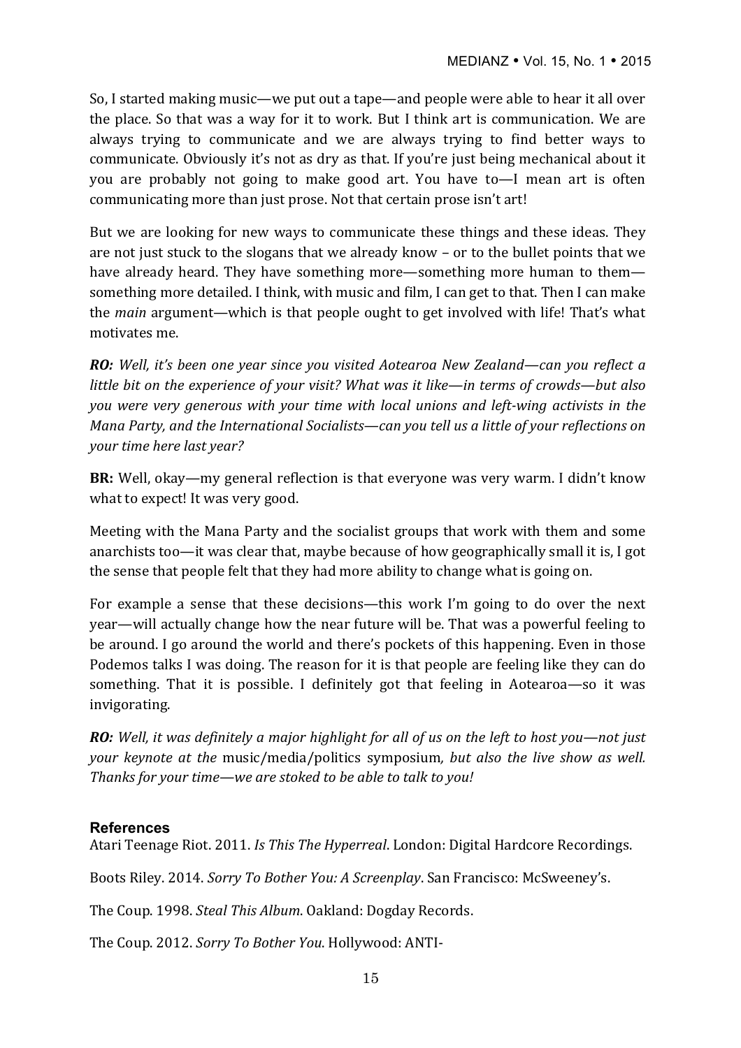So, I started making music—we put out a tape—and people were able to hear it all over the place. So that was a way for it to work. But I think art is communication. We are always trying to communicate and we are always trying to find better ways to communicate. Obviously it's not as dry as that. If you're just being mechanical about it you are probably not going to make good art. You have to—I mean art is often communicating more than just prose. Not that certain prose isn't art!

But we are looking for new ways to communicate these things and these ideas. They are not just stuck to the slogans that we already know – or to the bullet points that we have already heard. They have something more—something more human to them—something more detailed. I think, with music and film, I can get to that. Then I can make the *main* argument—which is that people ought to get involved with life! That's what motivates me.

***RO:*** *Well, it's been one year since you visited Aotearoa New Zealand—can you reflect a little bit on the experience of your visit? What was it like—in terms of crowds—but also you were very generous with your time with local unions and left-wing activists in the Mana Party, and the International Socialists—can you tell us a little of your reflections on your time here last year?*

**BR:** Well, okay—my general reflection is that everyone was very warm. I didn't know what to expect! It was very good.

Meeting with the Mana Party and the socialist groups that work with them and some anarchists too—it was clear that, maybe because of how geographically small it is, I got the sense that people felt that they had more ability to change what is going on.

For example a sense that these decisions—this work I'm going to do over the next year—will actually change how the near future will be. That was a powerful feeling to be around. I go around the world and there's pockets of this happening. Even in those Podemos talks I was doing. The reason for it is that people are feeling like they can do something. That it is possible. I definitely got that feeling in Aotearoa—so it was invigorating.

***RO:*** *Well, it was definitely a major highlight for all of us on the left to host you—not just your keynote at the* music/media/politics symposium*, but also the live show as well. Thanks for your time—we are stoked to be able to talk to you!*

### References

Atari Teenage Riot. 2011. *Is This The Hyperreal*. London: Digital Hardcore Recordings.

Boots Riley. 2014. *Sorry To Bother You: A Screenplay*. San Francisco: McSweeney's.

The Coup. 1998. *Steal This Album*. Oakland: Dogday Records.

The Coup. 2012. *Sorry To Bother You*. Hollywood: ANTI-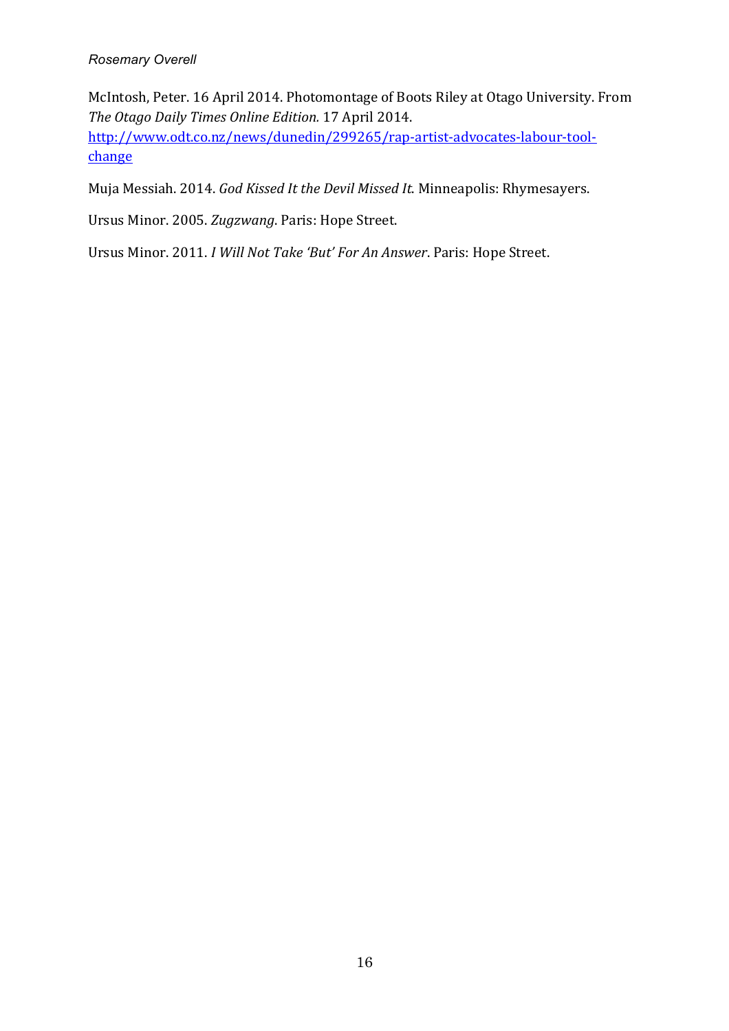McIntosh, Peter. 16 April 2014. Photomontage of Boots Riley at Otago University. From *The Otago Daily Times Online Edition.* 17 April 2014. http://www.odt.co.nz/news/dunedin/299265/rap-artist-advocates-labour-tool-change

Muja Messiah. 2014. *God Kissed It the Devil Missed It*. Minneapolis: Rhymesayers.

Ursus Minor. 2005. *Zugzwang*. Paris: Hope Street.

Ursus Minor. 2011. *I Will Not Take 'But' For An Answer*. Paris: Hope Street.